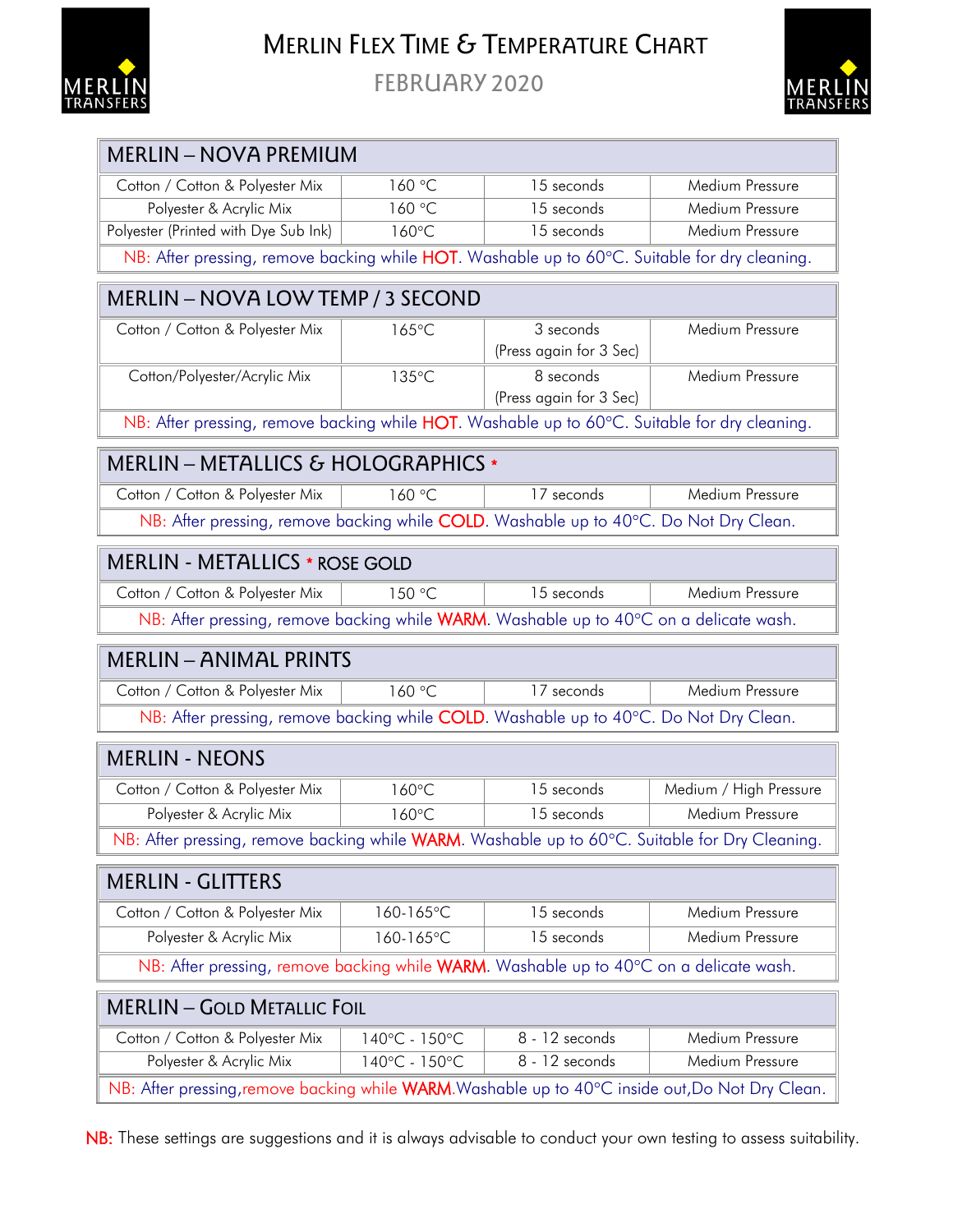# Merlin Flex Time & Temperature Chart

February 2020

## MERLIN – NOVA PREMIUM

| | | | |
|---|---|---|---|
| Cotton / Cotton & Polyester Mix | 160 °C | 15 seconds | Medium Pressure |
| Polyester & Acrylic Mix | 160 °C | 15 seconds | Medium Pressure |
| Polyester (Printed with Dye Sub Ink) | 160°C | 15 seconds | Medium Pressure |

NB: After pressing, remove backing while HOT. Washable up to 60°C. Suitable for dry cleaning.

## MERLIN – NOVA LOW TEMP / 3 SECOND

| | | | |
|---|---|---|---|
| Cotton / Cotton & Polyester Mix | 165°C | 3 seconds (Press again for 3 Sec) | Medium Pressure |
| Cotton/Polyester/Acrylic Mix | 135°C | 8 seconds (Press again for 3 Sec) | Medium Pressure |

NB: After pressing, remove backing while HOT. Washable up to 60°C. Suitable for dry cleaning.

## MERLIN – METALLICS & HOLOGRAPHICS *

| | | | |
|---|---|---|---|
| Cotton / Cotton & Polyester Mix | 160 °C | 17 seconds | Medium Pressure |

NB: After pressing, remove backing while COLD. Washable up to 40°C. Do Not Dry Clean.

## MERLIN - METALLICS * ROSE GOLD

| | | | |
|---|---|---|---|
| Cotton / Cotton & Polyester Mix | 150 °C | 15 seconds | Medium Pressure |

NB: After pressing, remove backing while WARM. Washable up to 40°C on a delicate wash.

## MERLIN – ANIMAL PRINTS

| | | | |
|---|---|---|---|
| Cotton / Cotton & Polyester Mix | 160 °C | 17 seconds | Medium Pressure |

NB: After pressing, remove backing while COLD. Washable up to 40°C. Do Not Dry Clean.

## MERLIN - NEONS

| | | | |
|---|---|---|---|
| Cotton / Cotton & Polyester Mix | 160°C | 15 seconds | Medium / High Pressure |
| Polyester & Acrylic Mix | 160°C | 15 seconds | Medium Pressure |

NB: After pressing, remove backing while WARM. Washable up to 60°C. Suitable for Dry Cleaning.

## MERLIN - GLITTERS

| | | | |
|---|---|---|---|
| Cotton / Cotton & Polyester Mix | 160-165°C | 15 seconds | Medium Pressure |
| Polyester & Acrylic Mix | 160-165°C | 15 seconds | Medium Pressure |

NB: After pressing, remove backing while WARM. Washable up to 40°C on a delicate wash.

## MERLIN – Gold Metallic Foil

| | | | |
|---|---|---|---|
| Cotton / Cotton & Polyester Mix | 140°C - 150°C | 8 - 12 seconds | Medium Pressure |
| Polyester & Acrylic Mix | 140°C - 150°C | 8 - 12 seconds | Medium Pressure |

NB: After pressing,remove backing while WARM.Washable up to 40°C inside out,Do Not Dry Clean.

NB: These settings are suggestions and it is always advisable to conduct your own testing to assess suitability.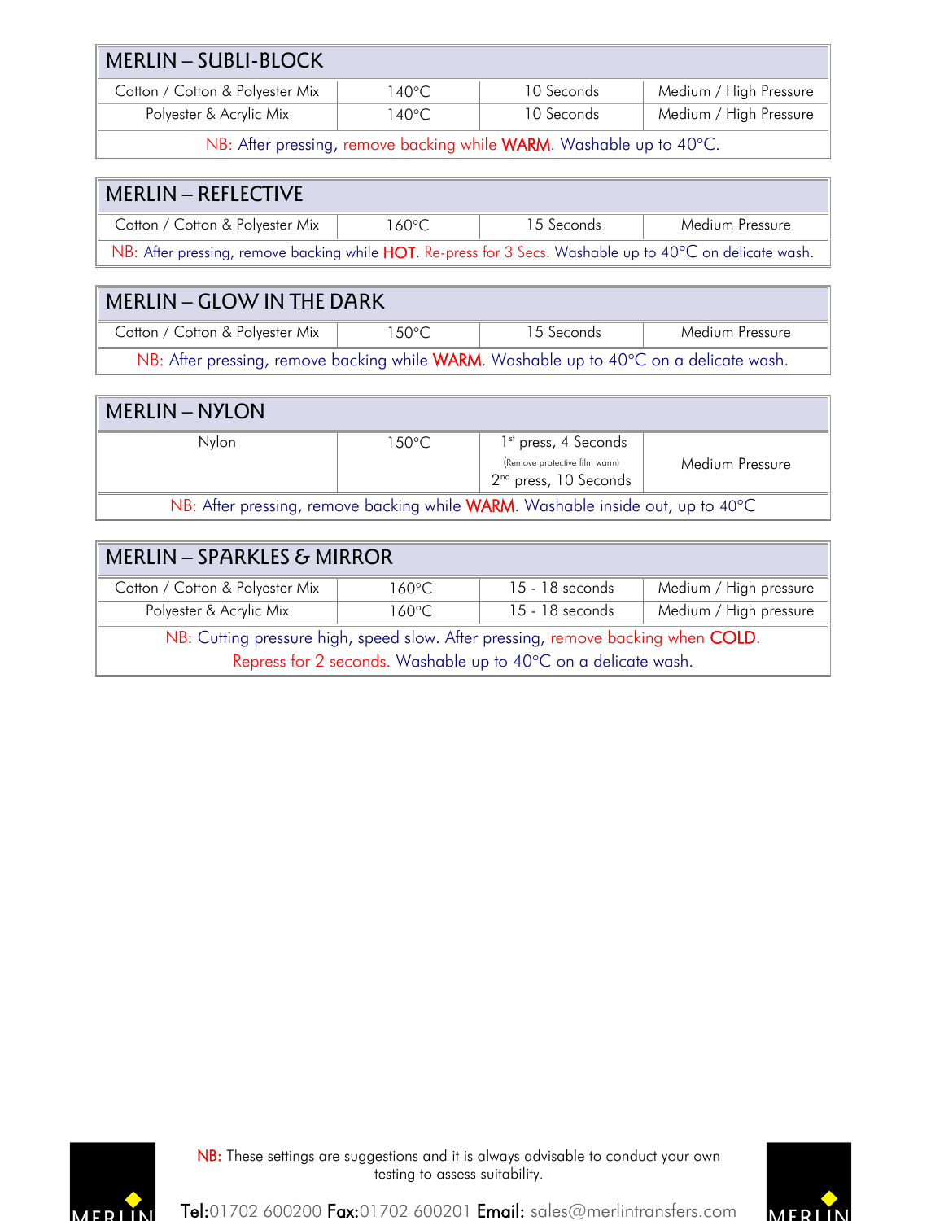## MERLIN – SUBLI-BLOCK

| | | | |
|---|---|---|---|
| Cotton / Cotton & Polyester Mix | 140°C | 10 Seconds | Medium / High Pressure |
| Polyester & Acrylic Mix | 140°C | 10 Seconds | Medium / High Pressure |

NB: After pressing, remove backing while WARM. Washable up to 40°C.

## MERLIN – REFLECTIVE

| | | | |
|---|---|---|---|
| Cotton / Cotton & Polyester Mix | 160°C | 15 Seconds | Medium Pressure |

NB: After pressing, remove backing while HOT. Re-press for 3 Secs. Washable up to 40°C on delicate wash.

## MERLIN – GLOW IN THE DARK

| | | | |
|---|---|---|---|
| Cotton / Cotton & Polyester Mix | 150°C | 15 Seconds | Medium Pressure |

NB: After pressing, remove backing while WARM. Washable up to 40°C on a delicate wash.

## MERLIN – NYLON

| | | | |
|---|---|---|---|
| Nylon | 150°C | 1st press, 4 Seconds (Remove protective film warm) 2nd press, 10 Seconds | Medium Pressure |

NB: After pressing, remove backing while WARM. Washable inside out, up to 40°C

## MERLIN – SPARKLES & MIRROR

| | | | |
|---|---|---|---|
| Cotton / Cotton & Polyester Mix | 160°C | 15 - 18 seconds | Medium / High pressure |
| Polyester & Acrylic Mix | 160°C | 15 - 18 seconds | Medium / High pressure |

NB: Cutting pressure high, speed slow. After pressing, remove backing when COLD.
Repress for 2 seconds. Washable up to 40°C on a delicate wash.

NB: These settings are suggestions and it is always advisable to conduct your own testing to assess suitability.

**Tel:** 01702 600200 **Fax:** 01702 600201 **Email:** sales@merlintransfers.com